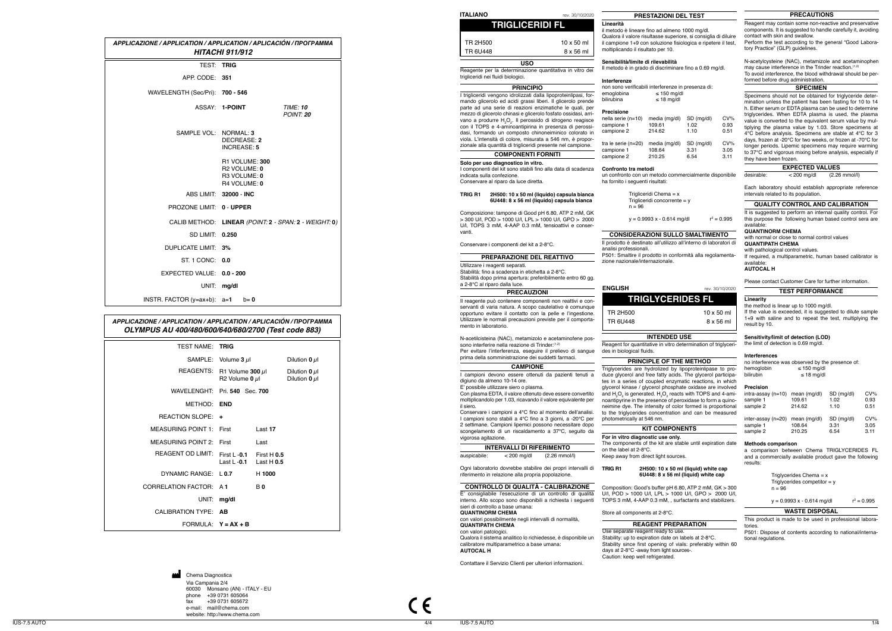## APPLICAZIONE / APPLICATION / APPLICATION / APLICACIÓN / ПРОГРАММА HITACHI 911/912

| | | |
|---|---|---|
| TEST: | **TRIG** | |
| APP. CODE: | **351** | |
| WAVELENGTH (Sec/Pri): | **700 - 546** | |
| ASSAY: | **1-POINT** | *TIME:* **10** *POINT:* **20** |
| SAMPLE VOL: | NORMAL: **3** DECREASE: **2** INCREASE: **5** | |
| | R1 VOLUME: **300** R2 VOLUME: **0** R3 VOLUME: **0** R4 VOLUME: **0** | |
| ABS LIMIT: | **32000 - INC** | |
| PROZONE LIMIT: | **0 - UPPER** | |
| CALIB METHOD: | **LINEAR** *(POINT:* **2** *- SPAN:* **2** *- WEIGHT:* **0***)* | |
| SD LIMIT: | **0.250** | |
| DUPLICATE LIMIT: | **3%** | |
| ST. 1 CONC: | **0.0** | |
| EXPECTED VALUE: | **0.0 - 200** | |
| UNIT: | **mg/dl** | |
| INSTR. FACTOR (y=ax+b): | a=**1** b= **0** | |

## APPLICAZIONE / APPLICATION / APPLICATION / APLICACIÓN / ПРОГРАММА OLYMPUS AU 400/480/600/640/680/2700 (Test code 883)

| | | |
|---|---|---|
| TEST NAME: | **TRIG** | |
| SAMPLE: | Volume **3** µl | Dilution **0** µl |
| REAGENTS: | R1 Volume **300** µl R2 Volume **0** µl | Dilution **0** µl Dilution **0** µl |
| WAVELENGHT: | Pri. **540** Sec. **700** | |
| METHOD: | **END** | |
| REACTION SLOPE: | **+** | |
| MEASURING POINT 1: | First | Last **17** |
| MEASURING POINT 2: | First | Last |
| REAGENT OD LIMIT: | First L **-0.1** Last L **-0.1** | First H **0.5** Last H **0.5** |
| DYNAMIC RANGE: | L **0.7** | H **1000** |
| CORRELATION FACTOR: | A **1** | B **0** |
| UNIT: | **mg/dl** | |
| CALIBRATION TYPE: | **AB** | |
| FORMULA: | **Y = AX + B** | |

Chema Diagnostica
Via Campania 2/4
60030 Monsano (AN) - ITALY - EU
phone +39 0731 605064
fax +39 0731 605672
e-mail: mail@chema.com
website: http://www.chema.com

CE

**ITALIANO** rev. 30/10/2020

# TRIGLICERIDI FL

| | |
|---|---|
| TR 2H500 | 10 x 50 ml |
| TR 6U448 | 8 x 56 ml |

### USO

Reagente per la determinazione quantitativa in vitro dei trigliceridi nei fluidi biologici.

### PRINCIPIO

I trigliceridi vengono idrolizzati dalla lipoproteinlipasi, formando glicerolo ed acidi grassi liberi. Il glicerolo prende parte ad una serie di reazioni enzimatiche le quali, per mezzo di glicerolo chinasi e glicerolo fosfato ossidasi, arrivano a produrre $H_2O_2$. Il perossido di idrogeno reagisce con il TOPS e 4-aminoantipirina in presenza di perossidasi, formando un composto chinoneiminico colorato in viola. L'intensità di colore, misurata a 546 nm, è proporzionale alla quantità di trigliceridi presente nel campione.

### COMPONENTI FORNITI

**Solo per uso diagnostico in vitro.**
I componenti del kit sono stabili fino alla data di scadenza indicata sulla confezione.
Conservare al riparo da luce diretta.

**TRIG R1 2H500: 10 x 50 ml (liquido) capsula bianca 6U448: 8 x 56 ml (liquido) capsula bianca**

Composizione: tampone di Good pH 6.80, ATP 2 mM, GK > 300 U/l, POD > 1000 U/l, LPL > 1000 U/l, GPO > 2000 U/l, TOPS 3 mM, 4-AAP 0.3 mM, tensioattivi e conservanti.

Conservare i componenti del kit a 2-8°C.

### PREPARAZIONE DEL REATTIVO

Utilizzare i reagenti separati.
Stabilità: fino a scadenza in etichetta a 2-8°C.
Stabilità dopo prima apertura: preferibilmente entro 60 gg. a 2-8°C al riparo dalla luce.

### PRECAUZIONI

Il reagente può contenere componenti non reattivi e conservanti di varia natura. A scopo cautelativo è comunque opportuno evitare il contatto con la pelle e l'ingestione. Utilizzare le normali precauzioni previste per il comportamento in laboratorio.

N-acetilcisteina (NAC), metamizolo e acetaminofene possono interferire nella reazione di Trinder.[1,2]
Per evitare l'interferenza, eseguire il prelievo di sangue prima della somministrazione dei suddetti farmaci.

### CAMPIONE

I campioni devono essere ottenuti da pazienti tenuti a digiuno da almeno 10-14 ore.
E' possibile utilizzare siero o plasma.
Con plasma EDTA, il valore ottenuto deve essere convertito moltiplicandolo per 1.03, ricavando il valore equivalente per il siero.
Conservare i campioni a 4°C fino al momento dell'analisi. I campioni sono stabili a 4°C fino a 3 giorni, a -20°C per 2 settimane. Campioni lipemici possono necessitare dopo scongelamento di un riscaldamento a 37°C, seguito da vigorosa agitazione.

### INTERVALLI DI RIFERIMENTO

auspicabile: < 200 mg/dl (2.26 mmol/l)

Ogni laboratorio dovrebbe stabilire dei propri intervalli di riferimento in relazione alla propria popolazione.

### CONTROLLO DI QUALITÀ - CALIBRAZIONE

E' consigliabile l'esecuzione di un controllo di qualità interno. Allo scopo sono disponibili a richiesta i seguenti sieri di controllo a base umana:
**QUANTINORM CHEMA**
con valori possibilmente negli intervalli di normalità,
**QUANTIPATH CHEMA**
con valori patologici.
Qualora il sistema analitico lo richiedesse, è disponibile un calibratore multiparametrico a base umana:
**AUTOCAL H**

Contattare il Servizio Clienti per ulteriori informazioni.

### PRESTAZIONI DEL TEST

**Linearità**
il metodo è lineare fino ad almeno 1000 mg/dl.
Qualora il valore risultasse superiore, si consiglia di diluire il campione 1+9 con soluzione fisiologica e ripetere il test, moltiplicando il risultato per 10.

**Sensibilità/limite di rilevabilità**
Il metodo è in grado di discriminare fino a 0.69 mg/dl.

**Interferenze**
non sono verificabili interferenze in presenza di:
emoglobina ≤ 150 mg/dl
bilirubina ≤ 18 mg/dl

**Precisione**

| nella serie (n=10) | media (mg/dl) | SD (mg/dl) | CV% |
|---|---|---|---|
| campione 1 | 109.61 | 1.02 | 0.93 |
| campione 2 | 214.62 | 1.10 | 0.51 |

| tra le serie (n=20) | media (mg/dl) | SD (mg/dl) | CV% |
|---|---|---|---|
| campione 1 | 108.64 | 3.31 | 3.05 |
| campione 2 | 210.25 | 6.54 | 3.11 |

**Confronto tra metodi**
un confronto con un metodo commercialmente disponibile ha fornito i seguenti risultati:

Trigliceridi Chema = x
Trigliceridi concorrente = y
n = 96

$y = 0.9993\,x - 0.614$ mg/dl $r^2 = 0.995$

### CONSIDERAZIONI SULLO SMALTIMENTO

Il prodotto è destinato all'utilizzo all'interno di laboratori di analisi professionali.
P501: Smaltire il prodotto in conformità alla regolamentazione nazionale/internazionale.

**ENGLISH** rev. 30/10/2020

# TRIGLYCERIDES FL

| | |
|---|---|
| TR 2H500 | 10 x 50 ml |
| TR 6U448 | 8 x 56 ml |

### INTENDED USE

Reagent for quantitative in vitro determination of triglycerides in biological fluids.

### PRINCIPLE OF THE METHOD

Triglycerides are hydrolyzed by lipoproteinlipase to produce glycerol and free fatty acids. The glycerol participates in a series of coupled enzymatic reactions, in which glycerol kinase / glycerol phosphate oxidase are involved and $H_2O_2$ is generated. $H_2O_2$ reacts with TOPS and 4-aminoantipyrine in the presence of peroxidase to form a quinoneimine dye. The intensity of color formed is proportional to the triglycerides concentration and can be measured photometrically at 546 nm.

### KIT COMPONENTS

**For in vitro diagnostic use only.**
The components of the kit are stable until expiration date on the label at 2-8°C.
Keep away from direct light sources.

**TRIG R1 2H500: 10 x 50 ml (liquid) white cap 6U448: 8 x 56 ml (liquid) white cap**

Composition: Good's buffer pH 6.80, ATP 2 mM, GK > 300 U/l, POD > 1000 U/l, LPL > 1000 U/l, GPO > 2000 U/l, TOPS 3 mM, 4-AAP 0.3 mM, , surfactants and stabilizers.

Store all components at 2-8°C.

### REAGENT PREPARATION

Use separate reagent ready to use.
Stability: up to expiration date on labels at 2-8°C.
Stability since first opening of vials: preferably within 60 days at 2-8°C -away from light sources-.
Caution: keep well refrigerated.

### PRECAUTIONS

Reagent may contain some non-reactive and preservative components. It is suggested to handle carefully it, avoiding contact with skin and swallow.
Perform the test according to the general "Good Laboratory Practice" (GLP) guidelines.

N-acetylcysteine (NAC), metamizole and acetaminophen may cause interference in the Trinder reaction.[1,2]
To avoid interference, the blood withdrawal should be performed before drug administration.

### SPECIMEN

Specimens should not be obtained for triglyceride determination unless the patient has been fasting for 10 to 14 h. Either serum or EDTA plasma can be used to determine triglycerides. When EDTA plasma is used, the plasma value is converted to the equivalent serum value by multiplying the plasma value by 1.03. Store specimens at 4°C before analysis. Specimens are stable at 4°C for 3 days, frozen at -20°C for two weeks, or frozen at -70°C for longer periods. Lipemic specimens may require warming to 37°C and vigorous mixing before analysis, especially if they have been frozen.

### EXPECTED VALUES

desirable: < 200 mg/dl (2.26 mmol/l)

Each laboratory should establish appropriate reference intervals related to its population.

### QUALITY CONTROL AND CALIBRATION

It is suggested to perform an internal quality control. For this purpose the following human based control sera are available:
**QUANTINORM CHEMA**
with normal or close to normal control values
**QUANTIPATH CHEMA**
with pathological control values.
If required, a multiparametric, human based calibrator is available:
**AUTOCAL H**

Please contact Customer Care for further information.

### TEST PERFORMANCE

**Linearity**
the method is linear up to 1000 mg/dl.
If the value is exceeded, it is suggested to dilute sample 1+9 with saline and to repeat the test, multiplying the result by 10.

**Sensitivity/limit of detection (LOD)**
the limit of detection is 0.69 mg/dl.

**Interferences**
no interference was observed by the presence of:
hemoglobin ≤ 150 mg/dl
bilirubin ≤ 18 mg/dl

**Precision**

| intra-assay (n=10) | mean (mg/dl) | SD (mg/dl) | CV% |
|---|---|---|---|
| sample 1 | 109.61 | 1.02 | 0.93 |
| sample 2 | 214.62 | 1.10 | 0.51 |

| inter-assay (n=20) | mean (mg/dl) | SD (mg/dl) | CV% |
|---|---|---|---|
| sample 1 | 108.64 | 3.31 | 3.05 |
| sample 2 | 210.25 | 6.54 | 3.11 |

**Methods comparison**
a comparison between Chema TRIGLYCERIDES FL and a commercially available product gave the following results:

Triglycerides Chema = x
Triglycerides competitor = y
n = 96

$y = 0.9993\,x - 0.614$ mg/dl $r^2 = 0.995$

### WASTE DISPOSAL

This product is made to be used in professional laboratories.
P501: Dispose of contents according to national/international regulations.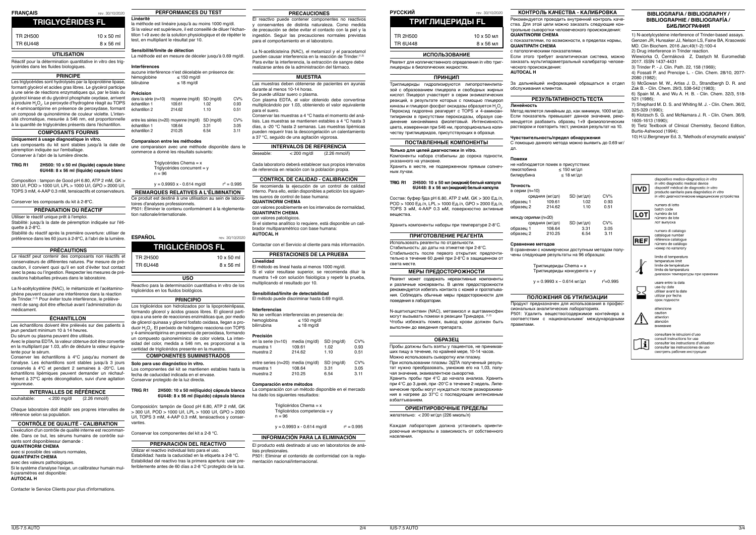# TRIGLYCÉRIDES FL

FRANÇAIS rev. 30/10/2020

| | |
|---|---|
| TR 2H500 | 10 x 50 ml |
| TR 6U448 | 8 x 56 ml |

## UTILISATION

Réactif pour la détermination quantitative in vitro des triglycérides dans les fluides biologiques.

## PRINCIPE

Les triglycérides sont hydrolysés par la lipoprotéine lipase, formant glycérol et acides gras libres. Le glycérol participe à une série de réactions enzymatiques qui, par le biais du glycérol kinase et du glycérol phosphate oxydase, arrivent à produire $H_2O_2$. Le peroxyde d'hydrogène réagit au TOPS et 4-aminoantipirine en présence de peroxydase, formant un composé de quinonéimine de couleur violette. L'intensité chromatique, mesurée à 546 nm, est proportionnelle à la quantité de triglycérides présents dans l'échantillon.

## COMPOSANTS FOURNIS

**Uniquement à usage diagnostique in vitro.**

Les composants du kit sont stables jusqu'à la date de péremption indiquée sur l'emballage.
Conserver à l'abri de la lumière directe.

**TRIG R1 2H500: 10 x 50 ml (liquide) capsule blanc 6U448: 8 x 56 ml (liquide) capsule blanc**

Composition : tampon de Good pH 6.80, ATP 2 mM, GK > 300 U/l, POD > 1000 U/l, LPL > 1000 U/l, GPO > 2000 U/l, TOPS 3 mM, 4-AAP 0.3 mM, tensioactifs et conservateurs.

Conserver les composants du kit à 2-8°C.

## PRÉPARATION DU RÉACTIF

Utiliser le réactif unique prêt à l'emploi.
Stabilité: jusqu'à la date de péremption indiquée sur l'étiquette à 2-8°C.
Stabilité du réactif après la première ouverture: utiliser de préférence dans les 60 jours à 2-8°C, à l'abri de la lumière.

## PRÉCAUTIONS

Le réactif peut contenir des composants non réactifs et conservateurs de différentes natures. Par mesure de précaution, il convient quoi qu'il en soit d'éviter tout contact avec la peau ou l'ingestion. Respecter les mesures de précautions habituelles prévues dans le laboratoire.

La N-acétylcystéine (NAC), le métamizole et l'acétaminophène peuvent causer une interférence dans la réaction de Trinder.[1,2] Pour éviter toute interférence, le prélèvement de sang doit être effectué avant l'administration du médicament.

## ÉCHANTILLON

Les échantillons doivent être prélevés sur des patients à jeun pendant minimum 10 à 14 heures.
Du sérum ou plasma peuvent être utilisés.
Avec le plasma EDTA, la valeur obtenue doit être convertie en la multipliant par 1.03, afin de déduire la valeur équivalente pour le sérum.
Conserver les échantillons à 4°C jusqu'au moment de l'analyse. Les échantillons sont stables jusqu'à 3 jours conservés à 4°C et pendant 2 semaines à -20°C. Les échantillons lipémiques peuvent demander un réchauffement à 37°C après décongélation, suivi d'une agitation vigoureuse.

## INTERVALLES DE RÉFÉRENCE

| | | |
|---|---|---|
| souhaitable: | < 200 mg/dl | (2.26 mmol/l) |

Chaque laboratoire doit établir ses propres intervalles de référence selon sa population.

## CONTRÔLE DE QUALITÉ - CALIBRATION

L'exécution d'un contrôle de qualité interne est recommandée. Dans ce but, les sérums humains de contrôle suivants sont disponiblessur demande :
**QUANTINORM CHEMA**
avec si possible des valeurs normales,
**QUANTIPATH CHEMA**
avec des valeurs pathologiques.
Si le système d'analyse l'exige, un calibrateur humain multi-paramètres est disponible:
**AUTOCAL H**

Contacter le Service Clients pour plus d'informations.

## PERFORMANCES DU TEST

**Linéarité**
la méthode est linéaire jusqu'à au moins 1000 mg/dl.
Si la valeur est supérieure, il est conseillé de diluer l'échantillon 1+9 avec de la solution physiologique et de répéter le test, en multipliant le résultat par 10.

**Sensibilité/limite de détection**
La méthode est en mesure de déceler jusqu'à 0.69 mg/dl.

**Interférences**
aucune interférence n'est décelable en présence de:

| | |
|---|---|
| hémoglobine | ≤ 150 mg/dl |
| bilirubine | ≤ 18 mg/dl |

**Précision**

| dans la série (n=10) | moyenne (mg/dl) | SD (mg/dl) | CV% |
|---|---|---|---|
| échantillon 1 | 109.61 | 1.02 | 0.93 |
| échantillon 2 | 214.62 | 1.10 | 0.51 |

| entre les séries (n=20) | moyenne (mg/dl) | SD (mg/dl) | CV% |
|---|---|---|---|
| échantillon 1 | 108.64 | 3.31 | 3.05 |
| échantillon 2 | 210.25 | 6.54 | 3.11 |

**Comparaison entre les méthodes**
une comparaison avec une méthode disponible dans le commerce a donné les résultats suivants:

Triglycérides Chema = x
Triglycérides concurrent = y
n = 96

$y = 0.9993\ x - 0.614\ mg/dl \qquad r^2 = 0.995$

## REMARQUES RELATIVES À L'ÉLIMINATION

Ce produit est destiné à une utilisation au sein de laboratoires d'analyses professionnels.
P501: Éliminer le contenu conformément à la règlementation nationale/internationale.

# TRIGLICÉRIDOS FL

ESPAÑOL rev. 30/10/2020

| | |
|---|---|
| TR 2H500 | 10 x 50 ml |
| TR 6U448 | 8 x 56 ml |

## USO

Reactivo para la determinación cuantitativa in vitro de los triglicéridos en los fluidos biológicos.

## PRINCIPIO

Los triglicéridos son hidrolizados por la lipoproteinlipasa, formando glicerol y ácidos grasos libres. El glicerol participa a una serie de reacciones enzimáticas que, por medio de glicerol quinasa y glicerol fosfato oxidasa, llegan a producir $H_2O_2$. El peróxido de hidrógeno reacciona con TOPS y 4-aminoantipirina en presencia de peroxidasa, formando un compuesto quinoneiminico de color violeta. La intensidad del color, medida a 546 nm, es proporcional a la cantidad de triglicéridos presente en la muestra.

## COMPONENTES SUMINISTRADOS

**Solo para uso diagnóstico in vitro.**
Los componentes del kit se mantienen estables hasta la fecha de caducidad indicada en el envase.
Conservar protegido de la luz directa.

**TRIG R1 2H500: 10 x 50 ml(líquido) cápsula blanca 6U448: 8 x 56 ml (líquido) cápsula blanca**

Composición: tampón de Good pH 6.80, ATP 2 mM, GK > 300 U/l, POD > 1000 U/l, LPL > 1000 U/l, GPO > 2000 U/l, TOPS 3 mM, 4-AAP 0.3 mM, tensioactivos y conservantes.

Conservar los componentes del kit a 2-8 °C.

## PREPARACIÓN DEL REACTIVO

Utilizar el reactivo individual listo para el uso.
Estabilidad: hasta la caducidad en la etiqueta a 2-8 °C.
Estabilidad del reactivo tras la primera apertura: usar preferiblemente antes de 60 días a 2-8 °C protegido de la luz.

## PRECAUCIONES

El reactivo puede contener componentes no reactivos y conservantes de distinta naturaleza. Como medida de precaución se debe evitar el contacto con la piel y la ingestión. Seguir las precauciones normales previstas para el comportamiento en el laboratorio.

La N-acetilcisteína (NAC), el metamizol y el paracetamol pueden causar interferencia en la reacción de Trinder.[1,2] Para evitar la interferencia, la extracción de sangre debe realizarse antes de la administración del fármaco.

## MUESTRA

Las muestras deben obtenerse de pacientes en ayunas durante al menos 10-14 horas.
Se puede utilizar suero o plasma.
Con plasma EDTA, el valor obtenido debe convertirse multiplicándolo por 1.03, obteniendo el valor equivalente para el suero.
Conservar las muestras a 4 °C hasta el momento del análisis. Las muestras se mantienen estables a 4 °C hasta 3 días, a -20 °C hasta 2 semanas. Las muestras lipémicas pueden requerir tras la descongelación un calentamiento a 37 °C, seguido de una agitación vigorosa.

## INTERVALOS DE REFERENCIA

| | | |
|---|---|---|
| deseable: | < 200 mg/dl | (2.26 mmol/l) |

Cada laboratorio deberá establecer sus propios intervalos de referencia en relación con la población propia.

## CONTROL DE CALIDAD - CALIBRACIÓN

Se recomienda la ejecución de un control de calidad interno. Para ello, están disponibles a petición los siguientes sueros de control de base humana:
**QUANTINORM CHEMA**
con valores posiblemente en los intervalos de normalidad,
**QUANTIPATH CHEMA**
con valores patológicos.
Si el sistema analítico lo requiere, está disponible un calibrador multiparamétrico con base humana:
**AUTOCAL H**

Contactar con el Servicio al cliente para más información.

## PRESTACIONES DE LA PRUEBA

**Linealidad**
El método es lineal hasta al menos 1000 mg/dl.
Si el valor resultase superior, se recomienda diluir la muestra 1+9 con solución fisiológica y repetir la prueba, multiplicando el resultado por 10.

**Sensibilidad/límite de detectabilidad**
El método puede discriminar hasta 0.69 mg/dl.

**Interferencias**
No se verifican interferencias en presencia de:

| | |
|---|---|
| hemoglobina | ≤ 150 mg/dl |
| bilirrubina | ≤ 18 mg/dl |

**Precisión**

| en la serie (n=10) | media (mg/dl) | SD (mg/dl) | CV% |
|---|---|---|---|
| muestra 1 | 109.61 | 1.02 | 0.93 |
| muestra 2 | 214.62 | 1.10 | 0.51 |

| entre series (n=20) | media (mg/dl) | SD (mg/dl) | CV% |
|---|---|---|---|
| muestra 1 | 108.64 | 3.31 | 3.05 |
| muestra 2 | 210.25 | 6.54 | 3.11 |

**Comparación entre métodos**
La comparación con un método disponible en el mercado ha dado los siguientes resultados:

Triglicéridos Chema = x
Triglicéridos competencia = y
n = 96

$y = 0.9993\ x - 0.614\ mg/dl \qquad r^2 = 0.995$

## INFORMACIÓN PARA LA ELIMINACIÓN

El producto está destinado al uso en laboratorios de análisis profesionales.
P501: Eliminar el contenido de conformidad con la reglamentación nacional/internacional.

# ТРИГЛИЦЕРИДЫ FL

РУССКИЙ rev. 30/10/2020

| | |
|---|---|
| TR 2H500 | 10 x 50 мл |
| TR 6U448 | 8 x 56 мл |

## ИСПОЛЬЗОВАНИЕ

Реагент для количественного определения in vitro триглицериды в биологических жидкостях.

## ПРИНЦИП

Триглицериды гидролизируются липопротеинлипазой с образованием глицерола и свободных жирных кислот. Глицерол участвует в серии энзиматических реакций, в результате которых с помощью глицерол киназы и глицерол фосфат оксидазы образуется $H_2O_2$. Пероксид гидрогена реагирует с TOPS и 4-аминоантипирином в присутствии пероксидазы, образуя соединение хинонеймина фиолетовый. Интенсивность цвета, измеренная при 546 нм, пропорциональна количеству триглицеридов, присутствующих в образце.

## ПОСТАВЛЕННЫЕ КОМПОНЕНТЫ

**Только для целей диагностики in vitro.**
Компоненты набора стабильны до срока годности, указанного на упаковке.
Хранить в месте, не подверженном прямым солнечным лучам.

**TRIG R1 2H500: 10 x 50 мл (жидкий) белый капсула 6U448: 8 x 56 мл (жидкий) белый капсула**

Состав: буфер Гуда pH 6.80, ATP 2 мМ, GK > 300 Ед./л, POD > 1000 Ед./л, LPL > 1000 Ед./л, GPO > 2000 Ед./л, TOPS 3 мМ, 4-AAP 0.3 мМ, поверхностно активные вещества.

Хранить компоненты наборы при температуре 2-8°C.

## ПРИГОТОВЛЕНИЕ РЕАГЕНТА

Использовать реагенты по отдельности.
Стабильность: до даты на этикетке при 2-8°C.
Стабильность после первого открытия: предпочтительно в течение 60 дней при 2-8°C в защищенном от света месте.

## МЕРЫ ПРЕДОСТОРОЖНОСТИ

Реагент может содержать нереактивные компоненты и различные консерванты. В целях предосторожности рекомендуется избегать контакта с кожей и проглатывания. Соблюдать обычные меры предосторожности для поведения в лаборатории.

N-ацетилцистеин (NAC), метамизол и ацетаминофен могут вызывать помехи в реакции Триндера. [1,2] Чтобы избежать помех, вывод крови должен быть выполнен до введения препарата.

## ОБРАЗЕЦ

Пробы должны быть взяты у пациентов, не принимавших пищу в течение, по крайней мере, 10-14 часов.
Можно использовать сыворотку или плазму.
При использовании плазмы ЭДТА полученный результат нужно преобразовать, умножив его на 1,03, получая значение, эквивалентное сыворотке.
Хранить пробы при 4°C до начала анализа. Хранить при 4°C до 3 дней, при -20°C в течение 2 недель. Липемические пробы могут нуждаться после размораживания в нагреве до 37°C с последующим интенсивным взбалтыванием.

## ОРИЕНТИРОВОЧНЫЕ ПРЕДЕЛЫ

желательно: < 200 мг/дл (226 ммоль/л)

Каждая лаборатория должна установить ориентировочные интервалы в зависимость от собственного населения.

## КОНТРОЛЬ КАЧЕСТВА - КАЛИБРОВКА

Рекомендуется проводить внутренний контроль качества. Для этой цели можно заказать следующие контрольные сыворотки человеческого происхождения:
**QUANTINORM CHEMA**
с показателями, по возможности, в пределах нормы,
**QUANTIPATH CHEMA**
с патологическими показателями.
Если этого требует аналитическая система, можно заказать мультипараметральный калибратор человеческого происхождения:
**AUTOCAL H**

За дальнейшей информацией обращаться в отдел обслуживания клиентов.

## РЕЗУЛЬТАТИВНОСТЬ ТЕСТА

**Линейность**
Метод является линейным до, как минимум, 1000 мг/дл.
Если показатель превышает данное значение, рекомендуется разбавить образец 1+9 физиологическим раствором и повторить тест, умножая результат на 10.

**Чувствительность/предел обнаружения**
С помощью данного метода можно выявить до 0.69 мг/дл.

**Помехи**
не наблюдается помех в присутствии:

| | |
|---|---|
| гемоглобина | ≤ 150 мг/дл |
| билирубина | ≤ 18 мг/дл |

**Точность**

| в серии (n=10) | средняя (мг/дл) | SD (мг/дл) | CV% |
|---|---|---|---|
| образец 1 | 109.61 | 1.02 | 0.93 |
| образец 2 | 214.62 | 1.10 | 0.51 |

| между сериями (n=20) | средняя (мг/дл) | SD (мг/дл) | CV% |
|---|---|---|---|
| образец 1 | 108.64 | 3.31 | 3.05 |
| образец 2 | 210.25 | 6.54 | 3.11 |

**Сравнение методов**
В сравнении с коммерчески доступным методом получены следующие результаты на 96 образцах:

Триглицериды Chema = x
Триглицериды конкурента = y

$y = 0.9993\ x - 0.614\ мг/дл \qquad r^2=0.995$

## ПОЛОЖЕНИЯ ОБ УТИЛИЗАЦИИ

Продукт предназначен для использования в профессиональных аналитических лабораториях.
P501: Удалить вещество/содержимое контейнера в соответствии с национальными/ международными правилами.

## BIBLIOGRAFIA / BIBLIOGRAPHY / BIBLIOGRAPHIE / BIBLIOGRAFÍA / БИБЛИОГРАФИЯ

1) N-acetylcysteine interference of Trinder-based assays. Genzen JR, Hunsaker JJ, Nelson LS, Faine BA, Krasowski MD. Clin Biochem. 2016 Jan;49(1-2):100-4
2) Drug interference in Trinder reaction. Wiewiorka O, Čermáková Z, Dastych M. Euromedlab 2017. ISSN 1437-4431
3) Trinder P. - J. Clin. Path. 22, 158 (1969);
4) Fossati P. and Prencipe L. - Clin. Chem. 28/10, 2077-2080 (1982);
5) McGowan M. W., Artiss J. D., Strandbergh D. R. and Zak B. - Clin. Chem. 29/3, 538-542 (1983);
6) Spain M. A. and Wu A. H. B. - Clin. Chem. 32/3, 518-521 (1986);
7) Shephard M. D. S. and Whiting M. J. - Clin. Chem. 36/2, 325-329 (1990);
8) Klotzsch S. G. and McNamara J. R. - Clin. Chem. 36/9, 1605-1613 (1990);
9) Tietz Textbook of Clinical Chemistry, Second Edition, Burtis-Ashwood (1994);
10) H.U.Bergmeyer Ed. 3, "Methods of enzymatic analysis"

| | |
|---|---|
| IVD | dispositivo medico-diagnostico *in vitro*<br>*in vitro* diagnostic medical device<br>dispositif médical de diagnostic *in vitro*<br>producto sanitario para diagnóstico *in vitro*<br>*in vitro* диагностические медицинские устройства |
| LOT | numero di lotto<br>batch code<br>numéro de lot<br>número de lote<br>лот выпуска |
| REF | numero di catalogo<br>catalogue number<br>référence catalogue<br>número de catálogo<br>номер по каталогу |
| | limite di temperatura<br>temperature limit<br>limite de température<br>límite de temperatura<br>диапазон температуры при хранении |
| | usare entro la data<br>use-by date<br>utiliser avant la date<br>utilizar por fecha<br>срок годности |
| | attenzione<br>caution<br>attention<br>atención<br>внимание |
| | consultare le istruzioni d'uso<br>consult instructions for use<br>consulter les instructions d'utilisation<br>consultar las instrucciones de uso<br>смотреть рабочие инструкции |

IUS-7.5 AUTO